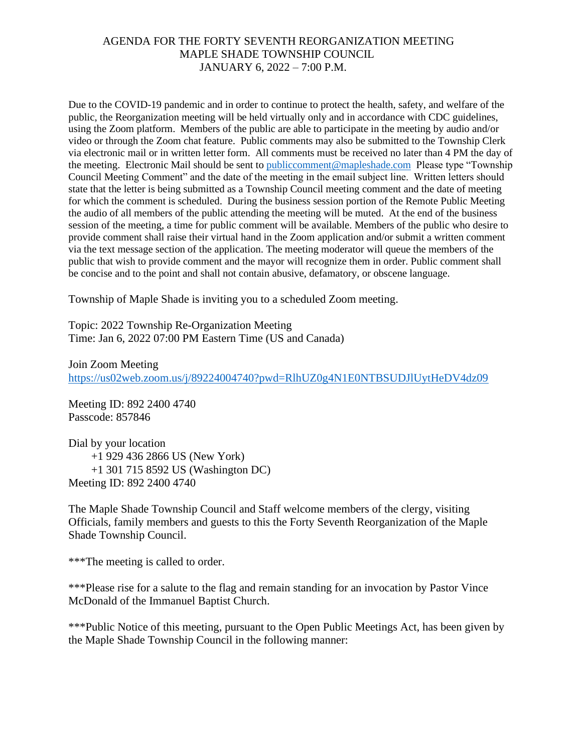# AGENDA FOR THE FORTY SEVENTH REORGANIZATION MEETING
## MAPLE SHADE TOWNSHIP COUNCIL
### JANUARY 6, 2022 – 7:00 P.M.

Due to the COVID-19 pandemic and in order to continue to protect the health, safety, and welfare of the public, the Reorganization meeting will be held virtually only and in accordance with CDC guidelines, using the Zoom platform. Members of the public are able to participate in the meeting by audio and/or video or through the Zoom chat feature. Public comments may also be submitted to the Township Clerk via electronic mail or in written letter form. All comments must be received no later than 4 PM the day of the meeting. Electronic Mail should be sent to publiccomment@mapleshade.com Please type "Township Council Meeting Comment" and the date of the meeting in the email subject line. Written letters should state that the letter is being submitted as a Township Council meeting comment and the date of meeting for which the comment is scheduled. During the business session portion of the Remote Public Meeting the audio of all members of the public attending the meeting will be muted. At the end of the business session of the meeting, a time for public comment will be available. Members of the public who desire to provide comment shall raise their virtual hand in the Zoom application and/or submit a written comment via the text message section of the application. The meeting moderator will queue the members of the public that wish to provide comment and the mayor will recognize them in order. Public comment shall be concise and to the point and shall not contain abusive, defamatory, or obscene language.

Township of Maple Shade is inviting you to a scheduled Zoom meeting.

Topic: 2022 Township Re-Organization Meeting
Time: Jan 6, 2022 07:00 PM Eastern Time (US and Canada)

Join Zoom Meeting
https://us02web.zoom.us/j/89224004740?pwd=RlhUZ0g4N1E0NTBSUDJlUytHeDV4dz09

Meeting ID: 892 2400 4740
Passcode: 857846

Dial by your location
+1 929 436 2866 US (New York)
+1 301 715 8592 US (Washington DC)
Meeting ID: 892 2400 4740

The Maple Shade Township Council and Staff welcome members of the clergy, visiting Officials, family members and guests to this the Forty Seventh Reorganization of the Maple Shade Township Council.

***The meeting is called to order.

***Please rise for a salute to the flag and remain standing for an invocation by Pastor Vince McDonald of the Immanuel Baptist Church.

***Public Notice of this meeting, pursuant to the Open Public Meetings Act, has been given by the Maple Shade Township Council in the following manner: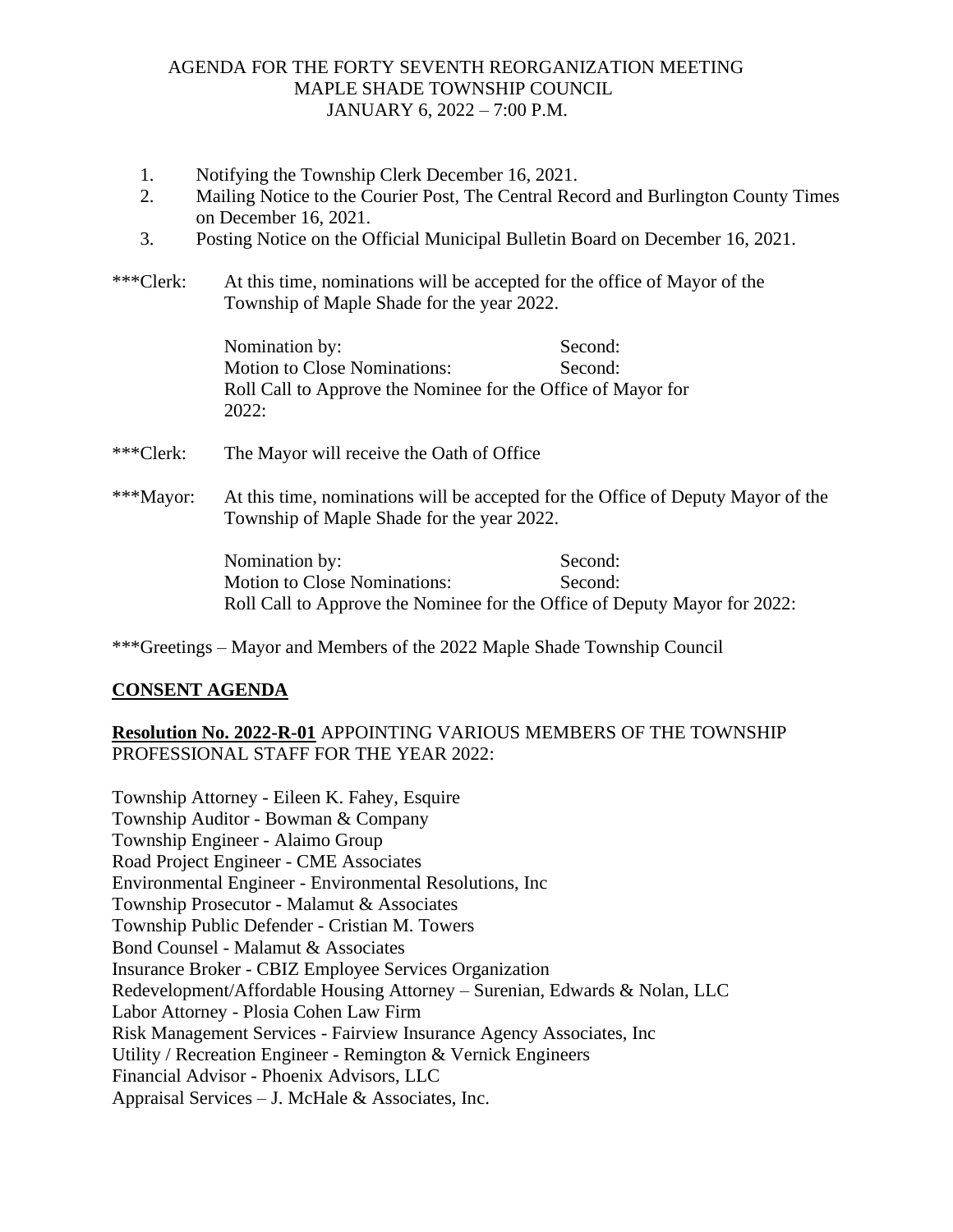AGENDA FOR THE FORTY SEVENTH REORGANIZATION MEETING
MAPLE SHADE TOWNSHIP COUNCIL
JANUARY 6, 2022 – 7:00 P.M.

1. Notifying the Township Clerk December 16, 2021.
2. Mailing Notice to the Courier Post, The Central Record and Burlington County Times on December 16, 2021.
3. Posting Notice on the Official Municipal Bulletin Board on December 16, 2021.

***Clerk: At this time, nominations will be accepted for the office of Mayor of the Township of Maple Shade for the year 2022.

Nomination by: Second:
Motion to Close Nominations: Second:
Roll Call to Approve the Nominee for the Office of Mayor for 2022:

***Clerk: The Mayor will receive the Oath of Office

***Mayor: At this time, nominations will be accepted for the Office of Deputy Mayor of the Township of Maple Shade for the year 2022.

Nomination by: Second:
Motion to Close Nominations: Second:
Roll Call to Approve the Nominee for the Office of Deputy Mayor for 2022:

***Greetings – Mayor and Members of the 2022 Maple Shade Township Council

## CONSENT AGENDA

**Resolution No. 2022-R-01** APPOINTING VARIOUS MEMBERS OF THE TOWNSHIP PROFESSIONAL STAFF FOR THE YEAR 2022:

Township Attorney - Eileen K. Fahey, Esquire
Township Auditor - Bowman & Company
Township Engineer - Alaimo Group
Road Project Engineer - CME Associates
Environmental Engineer - Environmental Resolutions, Inc
Township Prosecutor - Malamut & Associates
Township Public Defender - Cristian M. Towers
Bond Counsel - Malamut & Associates
Insurance Broker - CBIZ Employee Services Organization
Redevelopment/Affordable Housing Attorney – Surenian, Edwards & Nolan, LLC
Labor Attorney - Plosia Cohen Law Firm
Risk Management Services - Fairview Insurance Agency Associates, Inc
Utility / Recreation Engineer - Remington & Vernick Engineers
Financial Advisor - Phoenix Advisors, LLC
Appraisal Services – J. McHale & Associates, Inc.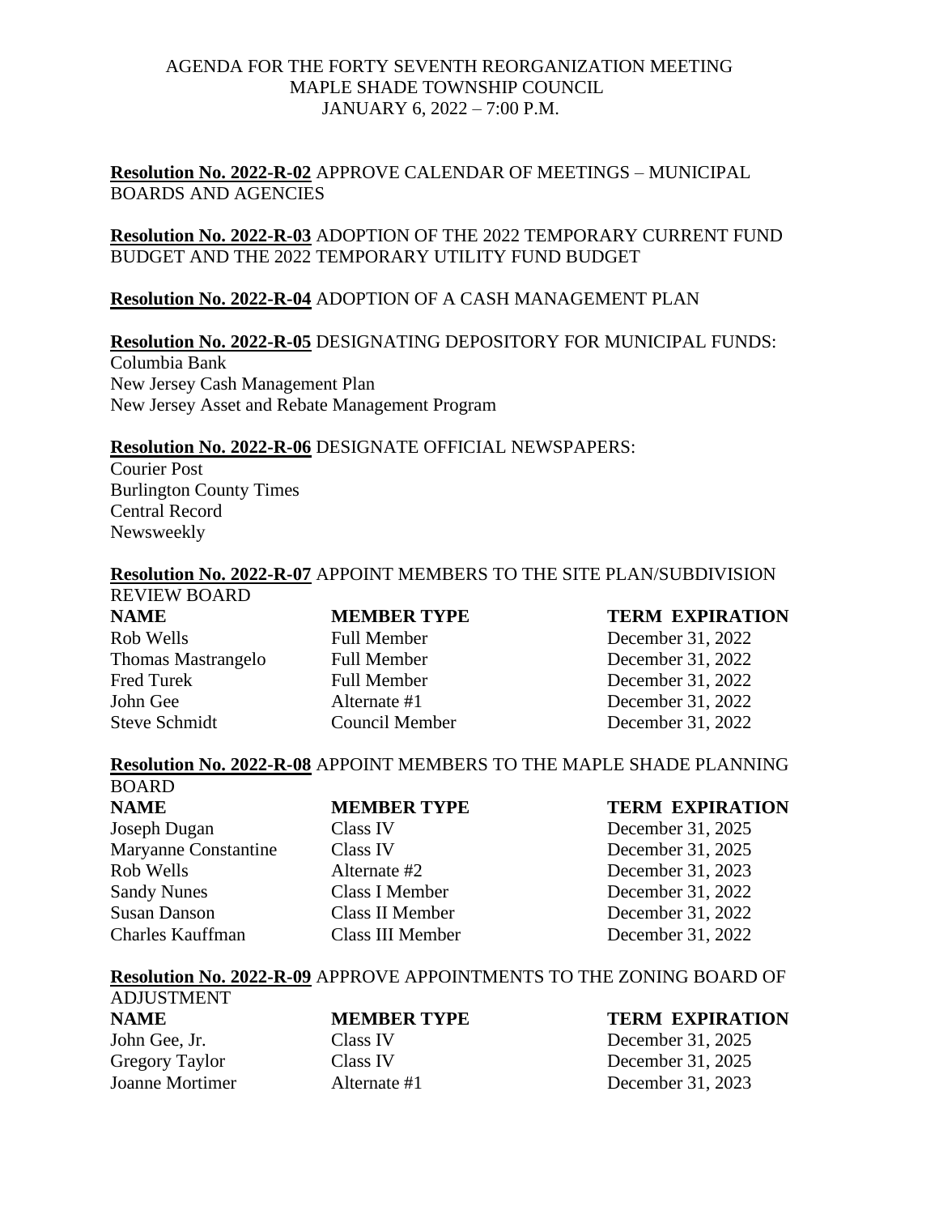AGENDA FOR THE FORTY SEVENTH REORGANIZATION MEETING
MAPLE SHADE TOWNSHIP COUNCIL
JANUARY 6, 2022 – 7:00 P.M.

**Resolution No. 2022-R-02** APPROVE CALENDAR OF MEETINGS – MUNICIPAL BOARDS AND AGENCIES

**Resolution No. 2022-R-03** ADOPTION OF THE 2022 TEMPORARY CURRENT FUND BUDGET AND THE 2022 TEMPORARY UTILITY FUND BUDGET

**Resolution No. 2022-R-04** ADOPTION OF A CASH MANAGEMENT PLAN

**Resolution No. 2022-R-05** DESIGNATING DEPOSITORY FOR MUNICIPAL FUNDS:
Columbia Bank
New Jersey Cash Management Plan
New Jersey Asset and Rebate Management Program

**Resolution No. 2022-R-06** DESIGNATE OFFICIAL NEWSPAPERS:
Courier Post
Burlington County Times
Central Record
Newsweekly

**Resolution No. 2022-R-07** APPOINT MEMBERS TO THE SITE PLAN/SUBDIVISION REVIEW BOARD

| NAME | MEMBER TYPE | TERM EXPIRATION |
|---|---|---|
| Rob Wells | Full Member | December 31, 2022 |
| Thomas Mastrangelo | Full Member | December 31, 2022 |
| Fred Turek | Full Member | December 31, 2022 |
| John Gee | Alternate #1 | December 31, 2022 |
| Steve Schmidt | Council Member | December 31, 2022 |

**Resolution No. 2022-R-08** APPOINT MEMBERS TO THE MAPLE SHADE PLANNING BOARD

| NAME | MEMBER TYPE | TERM EXPIRATION |
|---|---|---|
| Joseph Dugan | Class IV | December 31, 2025 |
| Maryanne Constantine | Class IV | December 31, 2025 |
| Rob Wells | Alternate #2 | December 31, 2023 |
| Sandy Nunes | Class I Member | December 31, 2022 |
| Susan Danson | Class II Member | December 31, 2022 |
| Charles Kauffman | Class III Member | December 31, 2022 |

**Resolution No. 2022-R-09** APPROVE APPOINTMENTS TO THE ZONING BOARD OF ADJUSTMENT

| NAME | MEMBER TYPE | TERM EXPIRATION |
|---|---|---|
| John Gee, Jr. | Class IV | December 31, 2025 |
| Gregory Taylor | Class IV | December 31, 2025 |
| Joanne Mortimer | Alternate #1 | December 31, 2023 |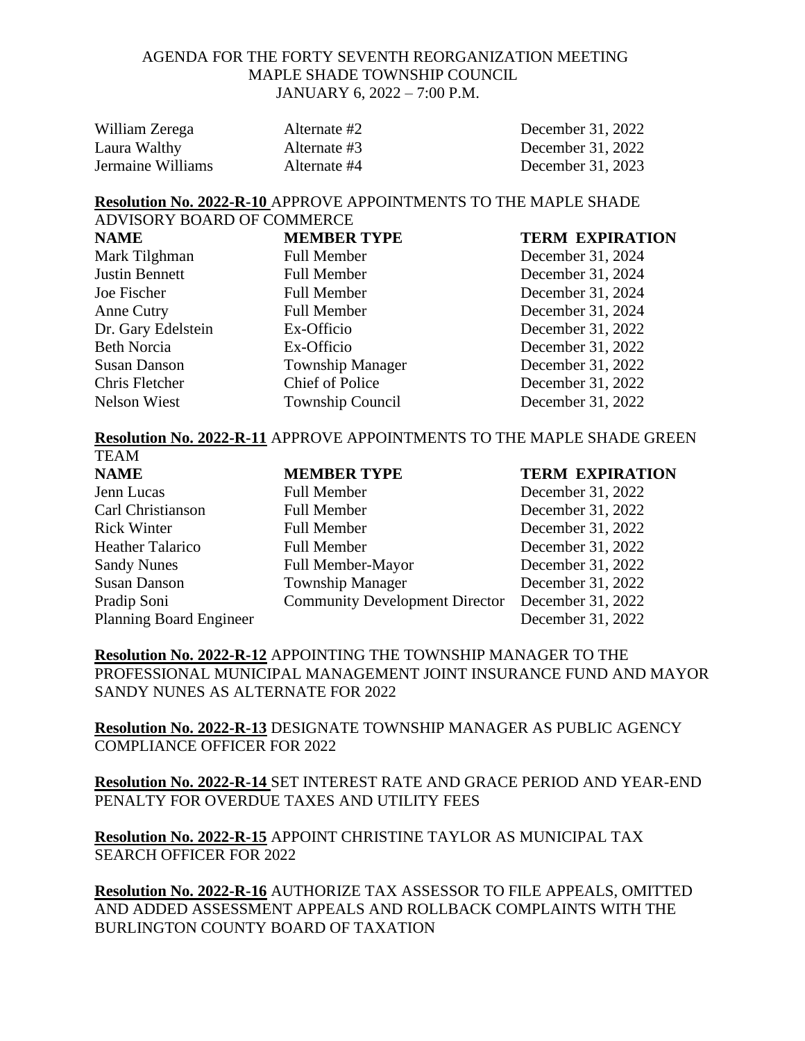AGENDA FOR THE FORTY SEVENTH REORGANIZATION MEETING
MAPLE SHADE TOWNSHIP COUNCIL
JANUARY 6, 2022 – 7:00 P.M.

| | | |
|---|---|---|
| William Zerega | Alternate #2 | December 31, 2022 |
| Laura Walthy | Alternate #3 | December 31, 2022 |
| Jermaine Williams | Alternate #4 | December 31, 2023 |

**Resolution No. 2022-R-10** APPROVE APPOINTMENTS TO THE MAPLE SHADE ADVISORY BOARD OF COMMERCE

| **NAME** | **MEMBER TYPE** | **TERM EXPIRATION** |
|---|---|---|
| Mark Tilghman | Full Member | December 31, 2024 |
| Justin Bennett | Full Member | December 31, 2024 |
| Joe Fischer | Full Member | December 31, 2024 |
| Anne Cutry | Full Member | December 31, 2024 |
| Dr. Gary Edelstein | Ex-Officio | December 31, 2022 |
| Beth Norcia | Ex-Officio | December 31, 2022 |
| Susan Danson | Township Manager | December 31, 2022 |
| Chris Fletcher | Chief of Police | December 31, 2022 |
| Nelson Wiest | Township Council | December 31, 2022 |

**Resolution No. 2022-R-11** APPROVE APPOINTMENTS TO THE MAPLE SHADE GREEN TEAM

| **NAME** | **MEMBER TYPE** | **TERM EXPIRATION** |
|---|---|---|
| Jenn Lucas | Full Member | December 31, 2022 |
| Carl Christianson | Full Member | December 31, 2022 |
| Rick Winter | Full Member | December 31, 2022 |
| Heather Talarico | Full Member | December 31, 2022 |
| Sandy Nunes | Full Member-Mayor | December 31, 2022 |
| Susan Danson | Township Manager | December 31, 2022 |
| Pradip Soni | Community Development Director | December 31, 2022 |
| Planning Board Engineer | | December 31, 2022 |

**Resolution No. 2022-R-12** APPOINTING THE TOWNSHIP MANAGER TO THE PROFESSIONAL MUNICIPAL MANAGEMENT JOINT INSURANCE FUND AND MAYOR SANDY NUNES AS ALTERNATE FOR 2022

**Resolution No. 2022-R-13** DESIGNATE TOWNSHIP MANAGER AS PUBLIC AGENCY COMPLIANCE OFFICER FOR 2022

**Resolution No. 2022-R-14** SET INTEREST RATE AND GRACE PERIOD AND YEAR-END PENALTY FOR OVERDUE TAXES AND UTILITY FEES

**Resolution No. 2022-R-15** APPOINT CHRISTINE TAYLOR AS MUNICIPAL TAX SEARCH OFFICER FOR 2022

**Resolution No. 2022-R-16** AUTHORIZE TAX ASSESSOR TO FILE APPEALS, OMITTED AND ADDED ASSESSMENT APPEALS AND ROLLBACK COMPLAINTS WITH THE BURLINGTON COUNTY BOARD OF TAXATION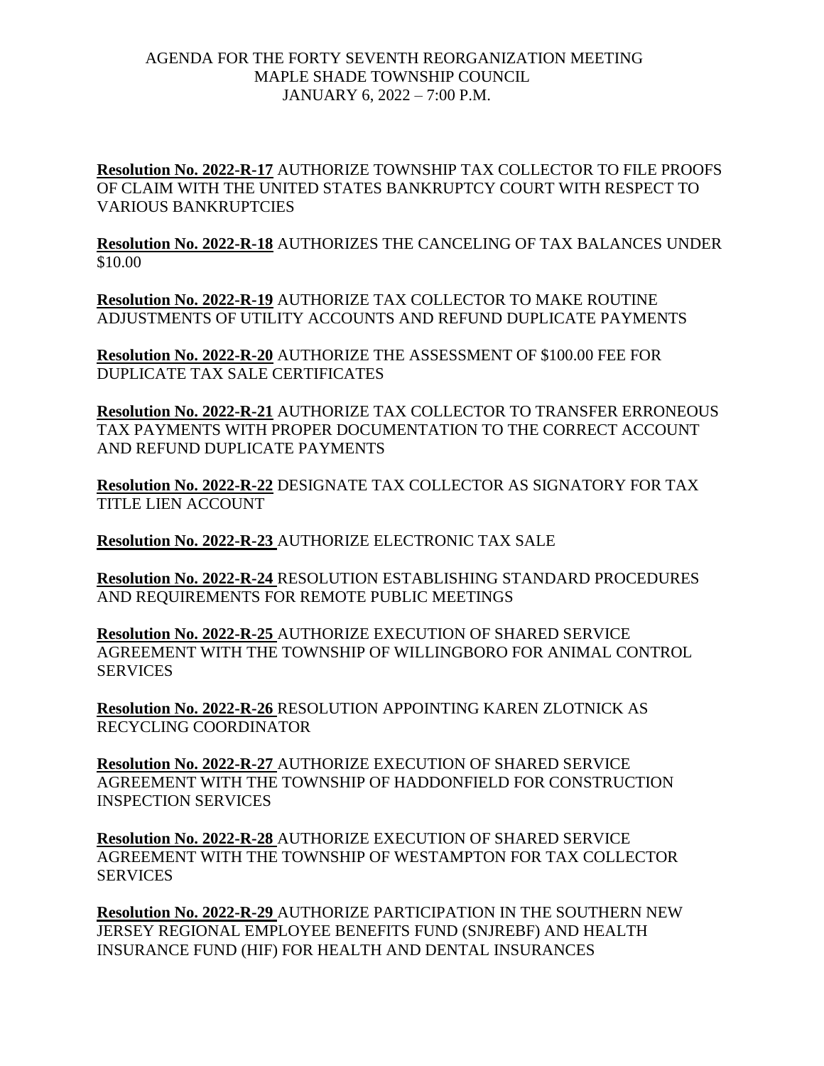AGENDA FOR THE FORTY SEVENTH REORGANIZATION MEETING
MAPLE SHADE TOWNSHIP COUNCIL
JANUARY 6, 2022 – 7:00 P.M.

**Resolution No. 2022-R-17** AUTHORIZE TOWNSHIP TAX COLLECTOR TO FILE PROOFS OF CLAIM WITH THE UNITED STATES BANKRUPTCY COURT WITH RESPECT TO VARIOUS BANKRUPTCIES

**Resolution No. 2022-R-18** AUTHORIZES THE CANCELING OF TAX BALANCES UNDER $10.00

**Resolution No. 2022-R-19** AUTHORIZE TAX COLLECTOR TO MAKE ROUTINE ADJUSTMENTS OF UTILITY ACCOUNTS AND REFUND DUPLICATE PAYMENTS

**Resolution No. 2022-R-20** AUTHORIZE THE ASSESSMENT OF $100.00 FEE FOR DUPLICATE TAX SALE CERTIFICATES

**Resolution No. 2022-R-21** AUTHORIZE TAX COLLECTOR TO TRANSFER ERRONEOUS TAX PAYMENTS WITH PROPER DOCUMENTATION TO THE CORRECT ACCOUNT AND REFUND DUPLICATE PAYMENTS

**Resolution No. 2022-R-22** DESIGNATE TAX COLLECTOR AS SIGNATORY FOR TAX TITLE LIEN ACCOUNT

**Resolution No. 2022-R-23** AUTHORIZE ELECTRONIC TAX SALE

**Resolution No. 2022-R-24** RESOLUTION ESTABLISHING STANDARD PROCEDURES AND REQUIREMENTS FOR REMOTE PUBLIC MEETINGS

**Resolution No. 2022-R-25** AUTHORIZE EXECUTION OF SHARED SERVICE AGREEMENT WITH THE TOWNSHIP OF WILLINGBORO FOR ANIMAL CONTROL SERVICES

**Resolution No. 2022-R-26** RESOLUTION APPOINTING KAREN ZLOTNICK AS RECYCLING COORDINATOR

**Resolution No. 2022-R-27** AUTHORIZE EXECUTION OF SHARED SERVICE AGREEMENT WITH THE TOWNSHIP OF HADDONFIELD FOR CONSTRUCTION INSPECTION SERVICES

**Resolution No. 2022-R-28** AUTHORIZE EXECUTION OF SHARED SERVICE AGREEMENT WITH THE TOWNSHIP OF WESTAMPTON FOR TAX COLLECTOR SERVICES

**Resolution No. 2022-R-29** AUTHORIZE PARTICIPATION IN THE SOUTHERN NEW JERSEY REGIONAL EMPLOYEE BENEFITS FUND (SNJREBF) AND HEALTH INSURANCE FUND (HIF) FOR HEALTH AND DENTAL INSURANCES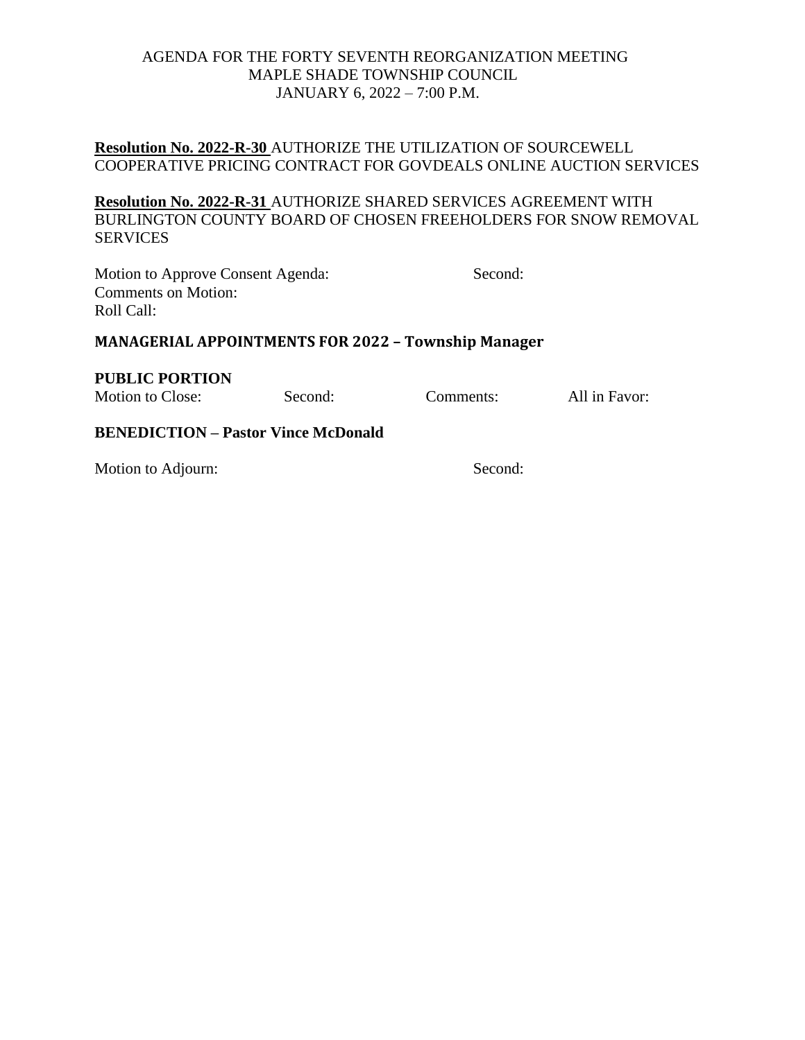AGENDA FOR THE FORTY SEVENTH REORGANIZATION MEETING
MAPLE SHADE TOWNSHIP COUNCIL
JANUARY 6, 2022 – 7:00 P.M.

**Resolution No. 2022-R-30** AUTHORIZE THE UTILIZATION OF SOURCEWELL COOPERATIVE PRICING CONTRACT FOR GOVDEALS ONLINE AUCTION SERVICES

**Resolution No. 2022-R-31** AUTHORIZE SHARED SERVICES AGREEMENT WITH BURLINGTON COUNTY BOARD OF CHOSEN FREEHOLDERS FOR SNOW REMOVAL SERVICES

Motion to Approve Consent Agenda: Second:
Comments on Motion:
Roll Call:

**MANAGERIAL APPOINTMENTS FOR 2022 – Township Manager**

**PUBLIC PORTION**

Motion to Close: Second: Comments: All in Favor:

**BENEDICTION – Pastor Vince McDonald**

Motion to Adjourn: Second: